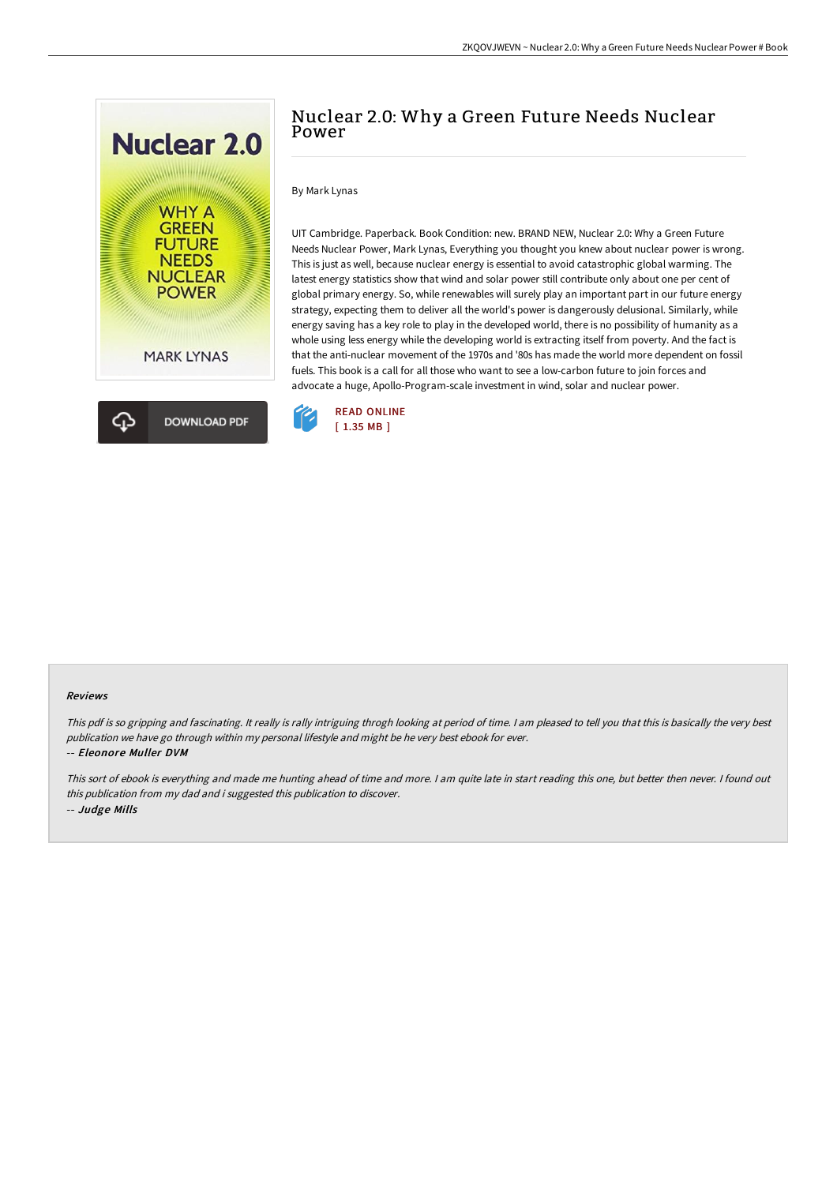# Nuclear 2.0: Why a Green Future Needs Nuclear Power

By Mark Lynas

UIT Cambridge. Paperback. Book Condition: new. BRAND NEW, Nuclear 2.0: Why a Green Future Needs Nuclear Power, Mark Lynas, Everything you thought you knew about nuclear power is wrong. This is just as well, because nuclear energy is essential to avoid catastrophic global warming. The latest energy statistics show that wind and solar power still contribute only about one per cent of global primary energy. So, while renewables will surely play an important part in our future energy strategy, expecting them to deliver all the world's power is dangerously delusional. Similarly, while energy saving has a key role to play in the developed world, there is no possibility of humanity as a whole using less energy while the developing world is extracting itself from poverty. And the fact is that the anti-nuclear movement of the 1970s and '80s has made the world more dependent on fossil fuels. This book is a call for all those who want to see a low-carbon future to join forces and advocate a huge, Apollo-Program-scale investment in wind, solar and nuclear power.

DOWNLOAD PDF

READ ONLINE
[ 1.35 MB ]

#### Reviews

*This pdf is so gripping and fascinating. It really is rally intriguing throgh looking at period of time. I am pleased to tell you that this is basically the very best publication we have go through within my personal lifestyle and might be he very best ebook for ever.*

*-- **Eleonore Muller DVM***

*This sort of ebook is everything and made me hunting ahead of time and more. I am quite late in start reading this one, but better then never. I found out this publication from my dad and i suggested this publication to discover.*

*-- **Judge Mills***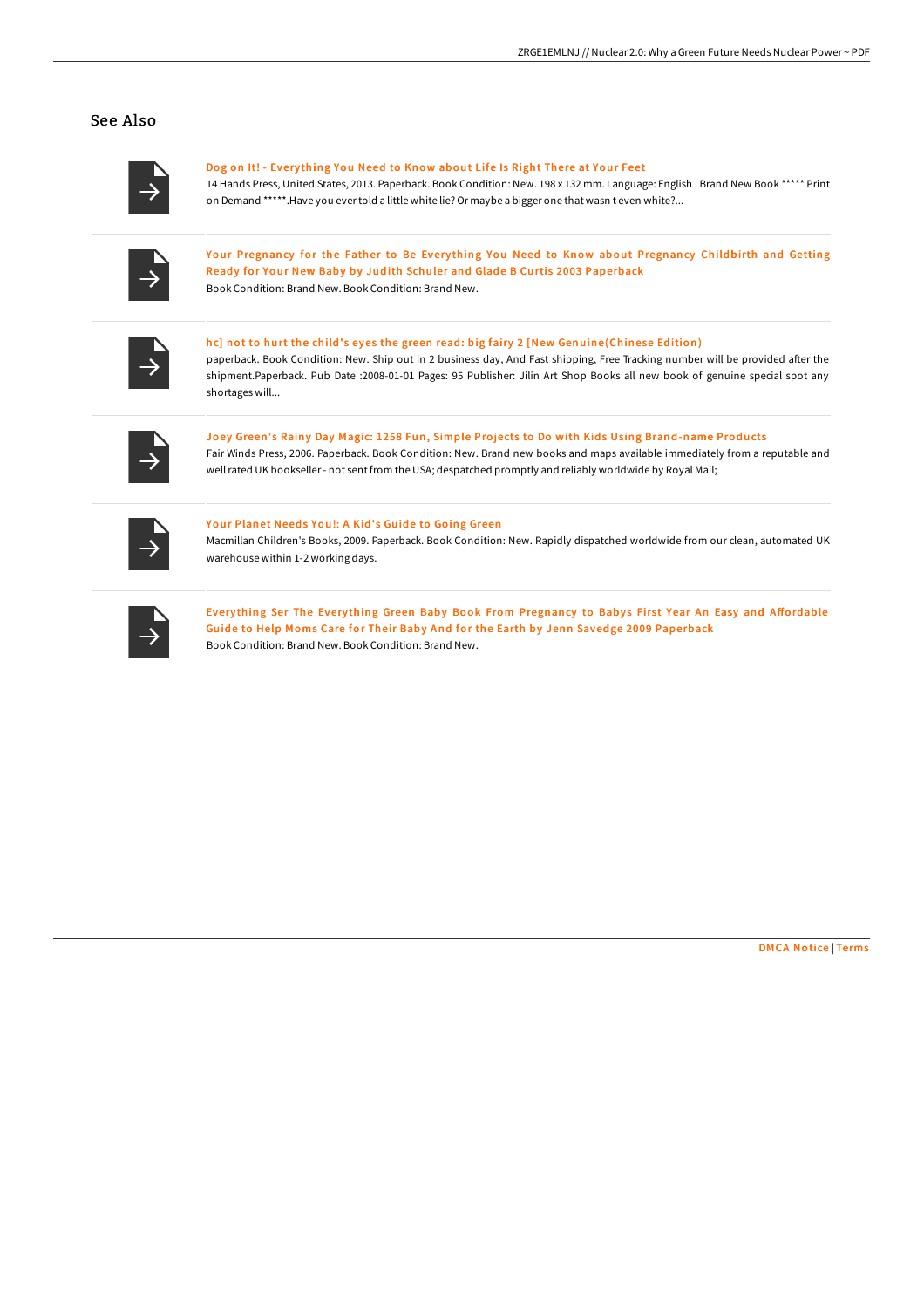## See Also

**Dog on It! - Everything You Need to Know about Life Is Right There at Your Feet**
14 Hands Press, United States, 2013. Paperback. Book Condition: New. 198 x 132 mm. Language: English . Brand New Book ***** Print on Demand *****.Have you ever told a little white lie? Or maybe a bigger one that wasn t even white?...

**Your Pregnancy for the Father to Be Everything You Need to Know about Pregnancy Childbirth and Getting Ready for Your New Baby by Judith Schuler and Glade B Curtis 2003 Paperback**
Book Condition: Brand New. Book Condition: Brand New.

**hc] not to hurt the child's eyes the green read: big fairy 2 [New Genuine(Chinese Edition)**
paperback. Book Condition: New. Ship out in 2 business day, And Fast shipping, Free Tracking number will be provided after the shipment.Paperback. Pub Date :2008-01-01 Pages: 95 Publisher: Jilin Art Shop Books all new book of genuine special spot any shortages will...

**Joey Green's Rainy Day Magic: 1258 Fun, Simple Projects to Do with Kids Using Brand-name Products**
Fair Winds Press, 2006. Paperback. Book Condition: New. Brand new books and maps available immediately from a reputable and well rated UK bookseller - not sent from the USA; despatched promptly and reliably worldwide by Royal Mail;

**Your Planet Needs You!: A Kid's Guide to Going Green**
Macmillan Children's Books, 2009. Paperback. Book Condition: New. Rapidly dispatched worldwide from our clean, automated UK warehouse within 1-2 working days.

**Everything Ser The Everything Green Baby Book From Pregnancy to Babys First Year An Easy and Affordable Guide to Help Moms Care for Their Baby And for the Earth by Jenn Savedge 2009 Paperback**
Book Condition: Brand New. Book Condition: Brand New.